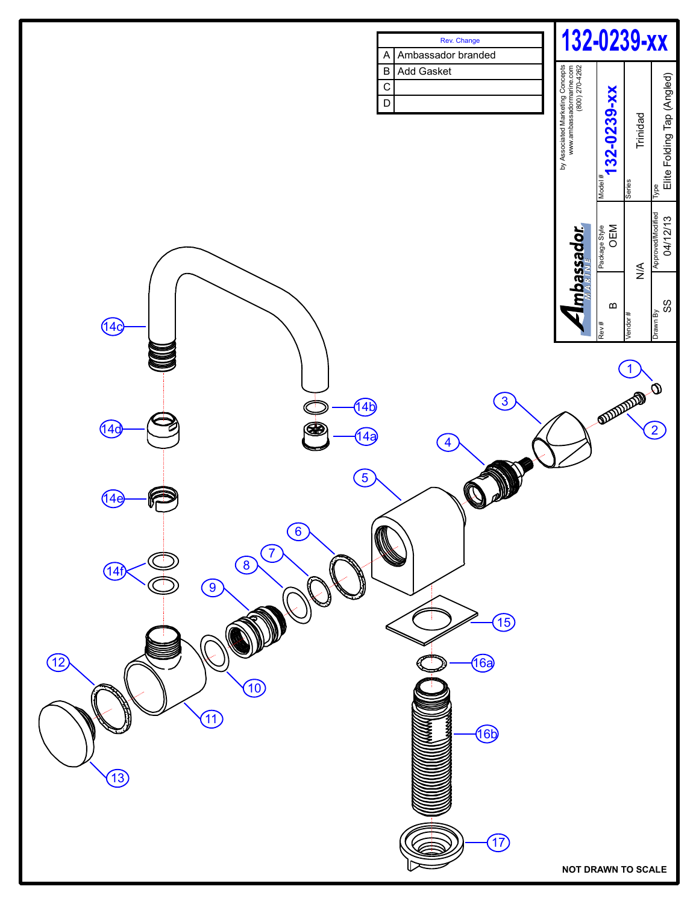# 132-0239-xx

| Rev. | Change |
|---|---|
| A | Ambassador branded |
| B | Add Gasket |
| C | |
| D | |

Ambassador MARINE

by Associated Marketing Concepts
www.ambassadormarine.com
(800) 270-4262

| Rev # | Package Style | Model # |
|---|---|---|
| B | OEM | 132-0239-xx |

| Vendor # | Series |
|---|---|
| N/A | Trinidad |

| Drawn By | Approved/Modified | Type |
|---|---|---|
| SS | 04/12/13 | Elite Folding Tap (Angled) |

1, 2, 3, 4, 5, 6, 7, 8, 9, 10, 11, 12, 13, 14a, 14b, 14c, 14d, 14e, 14f, 15, 16a, 16b, 17

NOT DRAWN TO SCALE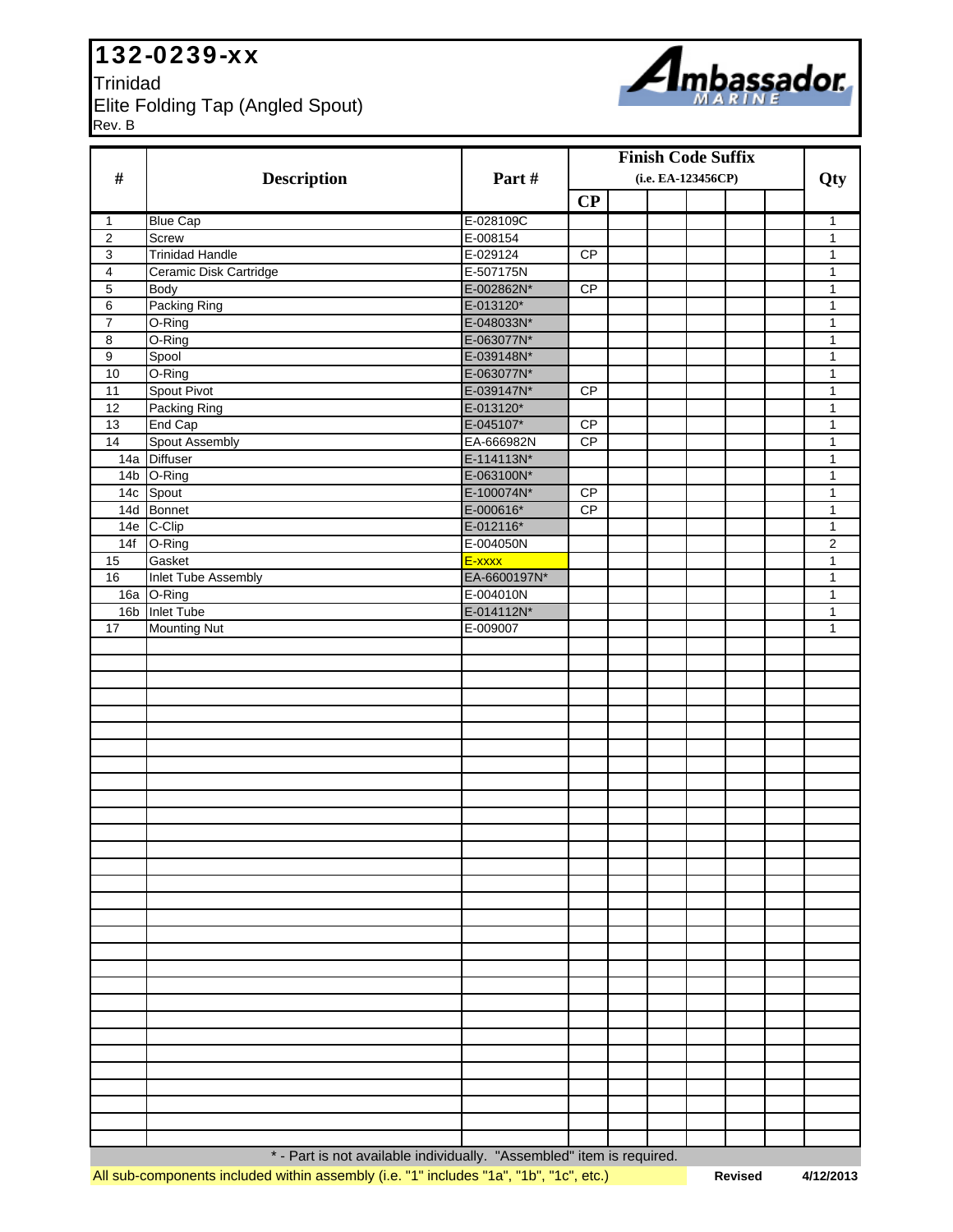# 132-0239-xx

Trinidad

Elite Folding Tap (Angled Spout)

Rev. B

Ambassador MARINE

| # | Description | Part # | Finish Code Suffix (i.e. EA-123456CP) | | | | | | Qty |
|---|---|---|---|---|---|---|---|---|---|
| | | | CP | | | | | | |
| 1 | Blue Cap | E-028109C | | | | | | | 1 |
| 2 | Screw | E-008154 | | | | | | | 1 |
| 3 | Trinidad Handle | E-029124 | CP | | | | | | 1 |
| 4 | Ceramic Disk Cartridge | E-507175N | | | | | | | 1 |
| 5 | Body | E-002862N* | CP | | | | | | 1 |
| 6 | Packing Ring | E-013120* | | | | | | | 1 |
| 7 | O-Ring | E-048033N* | | | | | | | 1 |
| 8 | O-Ring | E-063077N* | | | | | | | 1 |
| 9 | Spool | E-039148N* | | | | | | | 1 |
| 10 | O-Ring | E-063077N* | | | | | | | 1 |
| 11 | Spout Pivot | E-039147N* | CP | | | | | | 1 |
| 12 | Packing Ring | E-013120* | | | | | | | 1 |
| 13 | End Cap | E-045107* | CP | | | | | | 1 |
| 14 | Spout Assembly | EA-666982N | CP | | | | | | 1 |
| 14a | Diffuser | E-114113N* | | | | | | | 1 |
| 14b | O-Ring | E-063100N* | | | | | | | 1 |
| 14c | Spout | E-100074N* | CP | | | | | | 1 |
| 14d | Bonnet | E-000616* | CP | | | | | | 1 |
| 14e | C-Clip | E-012116* | | | | | | | 1 |
| 14f | O-Ring | E-004050N | | | | | | | 2 |
| 15 | Gasket | E-xxxx | | | | | | | 1 |
| 16 | Inlet Tube Assembly | EA-6600197N* | | | | | | | 1 |
| 16a | O-Ring | E-004010N | | | | | | | 1 |
| 16b | Inlet Tube | E-014112N* | | | | | | | 1 |
| 17 | Mounting Nut | E-009007 | | | | | | | 1 |

\* - Part is not available individually. "Assembled" item is required.

All sub-components included within assembly (i.e. "1" includes "1a", "1b", "1c", etc.)

**Revised** **4/12/2013**